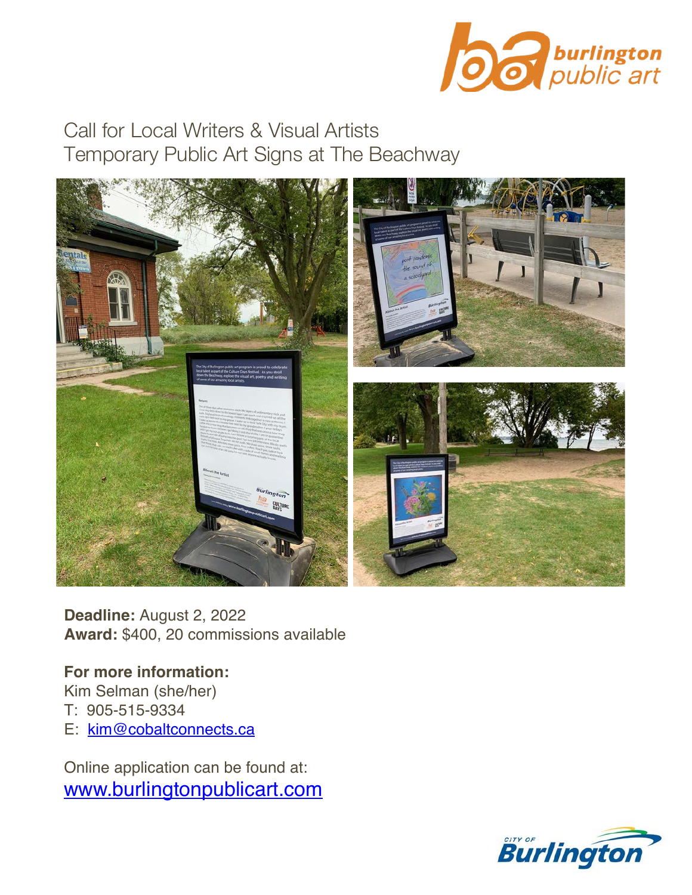# Call for Local Writers & Visual Artists
## Temporary Public Art Signs at The Beachway

**Deadline:** August 2, 2022
**Award:** $400, 20 commissions available

**For more information:**
Kim Selman (she/her)
T: 905-515-9334
E: kim@cobaltconnects.ca

Online application can be found at:
www.burlingtonpublicart.com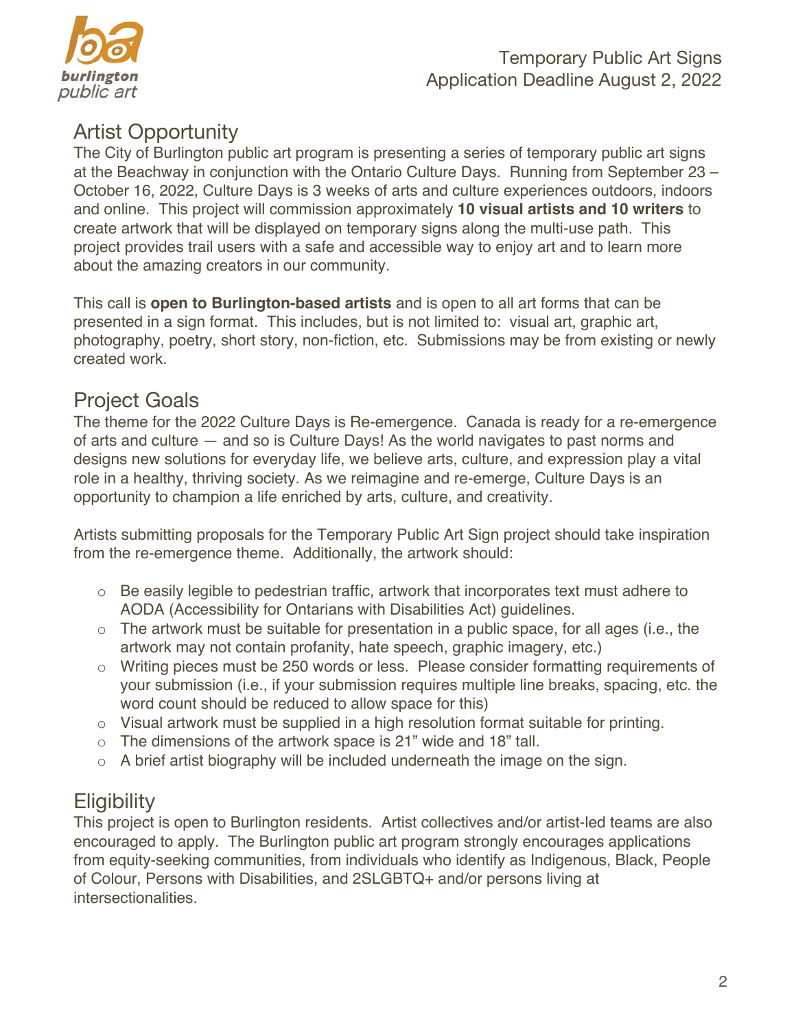## Artist Opportunity

The City of Burlington public art program is presenting a series of temporary public art signs at the Beachway in conjunction with the Ontario Culture Days. Running from September 23 – October 16, 2022, Culture Days is 3 weeks of arts and culture experiences outdoors, indoors and online. This project will commission approximately **10 visual artists and 10 writers** to create artwork that will be displayed on temporary signs along the multi-use path. This project provides trail users with a safe and accessible way to enjoy art and to learn more about the amazing creators in our community.

This call is **open to Burlington-based artists** and is open to all art forms that can be presented in a sign format. This includes, but is not limited to: visual art, graphic art, photography, poetry, short story, non-fiction, etc. Submissions may be from existing or newly created work.

## Project Goals

The theme for the 2022 Culture Days is Re-emergence. Canada is ready for a re-emergence of arts and culture — and so is Culture Days! As the world navigates to past norms and designs new solutions for everyday life, we believe arts, culture, and expression play a vital role in a healthy, thriving society. As we reimagine and re-emerge, Culture Days is an opportunity to champion a life enriched by arts, culture, and creativity.

Artists submitting proposals for the Temporary Public Art Sign project should take inspiration from the re-emergence theme. Additionally, the artwork should:

- Be easily legible to pedestrian traffic, artwork that incorporates text must adhere to AODA (Accessibility for Ontarians with Disabilities Act) guidelines.
- The artwork must be suitable for presentation in a public space, for all ages (i.e., the artwork may not contain profanity, hate speech, graphic imagery, etc.)
- Writing pieces must be 250 words or less. Please consider formatting requirements of your submission (i.e., if your submission requires multiple line breaks, spacing, etc. the word count should be reduced to allow space for this)
- Visual artwork must be supplied in a high resolution format suitable for printing.
- The dimensions of the artwork space is 21" wide and 18" tall.
- A brief artist biography will be included underneath the image on the sign.

## Eligibility

This project is open to Burlington residents. Artist collectives and/or artist-led teams are also encouraged to apply. The Burlington public art program strongly encourages applications from equity-seeking communities, from individuals who identify as Indigenous, Black, People of Colour, Persons with Disabilities, and 2SLGBTQ+ and/or persons living at intersectionalities.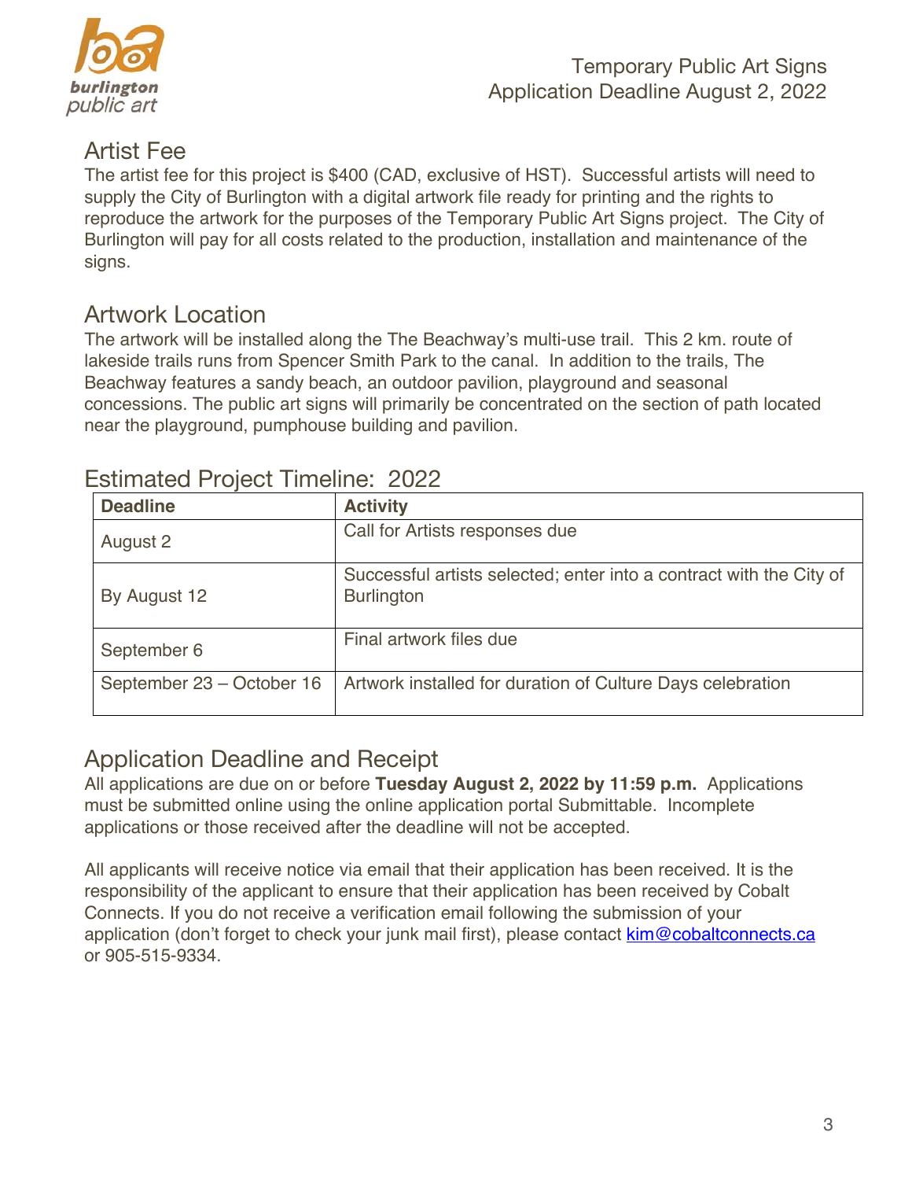## Artist Fee

The artist fee for this project is $400 (CAD, exclusive of HST). Successful artists will need to supply the City of Burlington with a digital artwork file ready for printing and the rights to reproduce the artwork for the purposes of the Temporary Public Art Signs project. The City of Burlington will pay for all costs related to the production, installation and maintenance of the signs.

## Artwork Location

The artwork will be installed along the The Beachway's multi-use trail. This 2 km. route of lakeside trails runs from Spencer Smith Park to the canal. In addition to the trails, The Beachway features a sandy beach, an outdoor pavilion, playground and seasonal concessions. The public art signs will primarily be concentrated on the section of path located near the playground, pumphouse building and pavilion.

## Estimated Project Timeline: 2022

| **Deadline** | **Activity** |
| --- | --- |
| August 2 | Call for Artists responses due |
| By August 12 | Successful artists selected; enter into a contract with the City of Burlington |
| September 6 | Final artwork files due |
| September 23 – October 16 | Artwork installed for duration of Culture Days celebration |

## Application Deadline and Receipt

All applications are due on or before **Tuesday August 2, 2022 by 11:59 p.m.** Applications must be submitted online using the online application portal Submittable. Incomplete applications or those received after the deadline will not be accepted.

All applicants will receive notice via email that their application has been received. It is the responsibility of the applicant to ensure that their application has been received by Cobalt Connects. If you do not receive a verification email following the submission of your application (don't forget to check your junk mail first), please contact kim@cobaltconnects.ca or 905-515-9334.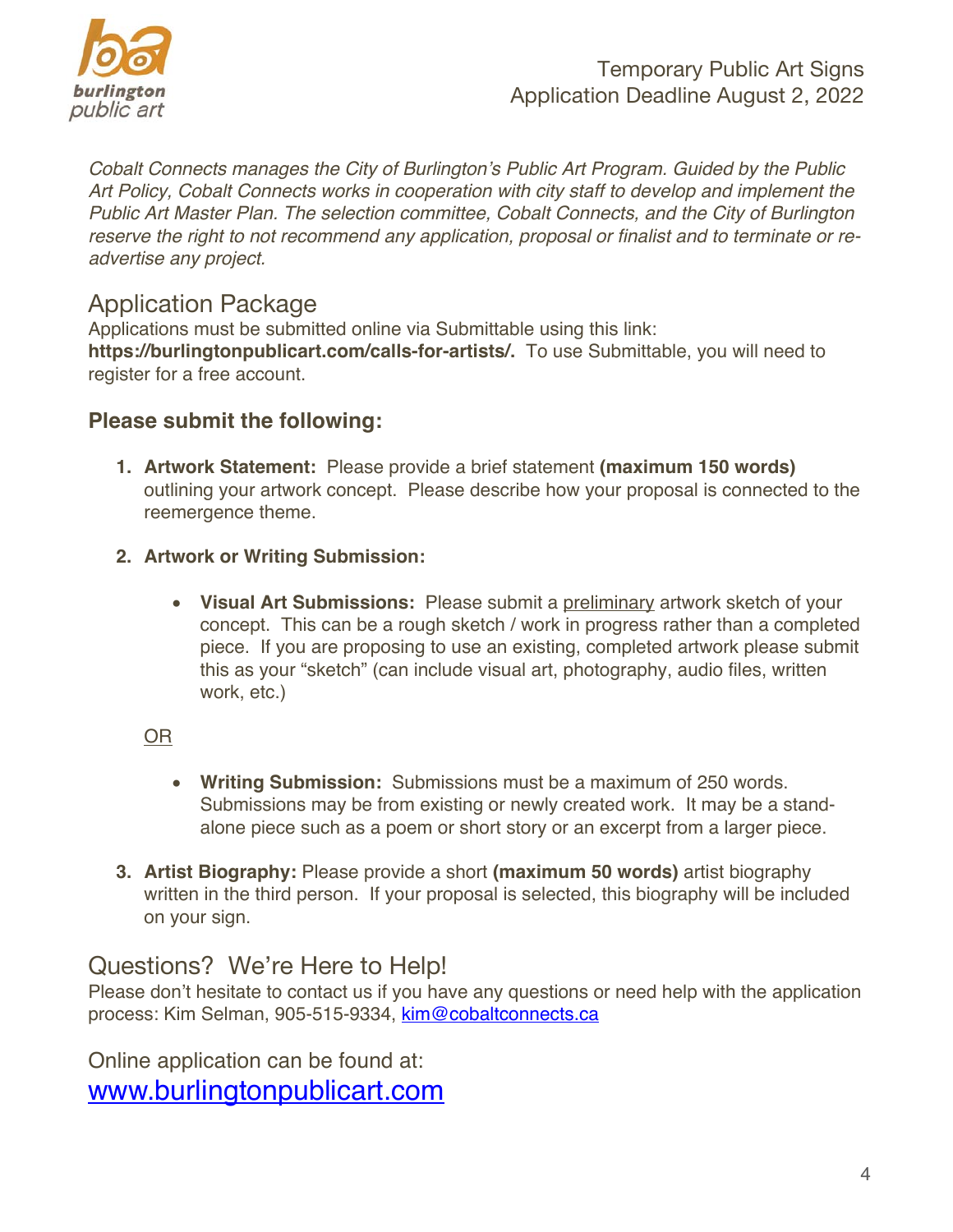*Cobalt Connects manages the City of Burlington's Public Art Program. Guided by the Public Art Policy, Cobalt Connects works in cooperation with city staff to develop and implement the Public Art Master Plan. The selection committee, Cobalt Connects, and the City of Burlington reserve the right to not recommend any application, proposal or finalist and to terminate or re-advertise any project.*

## Application Package

Applications must be submitted online via Submittable using this link: **https://burlingtonpublicart.com/calls-for-artists/.** To use Submittable, you will need to register for a free account.

### Please submit the following:

1. **Artwork Statement:** Please provide a brief statement **(maximum 150 words)** outlining your artwork concept. Please describe how your proposal is connected to the reemergence theme.

2. **Artwork or Writing Submission:**

    - **Visual Art Submissions:** Please submit a preliminary artwork sketch of your concept. This can be a rough sketch / work in progress rather than a completed piece. If you are proposing to use an existing, completed artwork please submit this as your "sketch" (can include visual art, photography, audio files, written work, etc.)

    OR

    - **Writing Submission:** Submissions must be a maximum of 250 words. Submissions may be from existing or newly created work. It may be a stand-alone piece such as a poem or short story or an excerpt from a larger piece.

3. **Artist Biography:** Please provide a short **(maximum 50 words)** artist biography written in the third person. If your proposal is selected, this biography will be included on your sign.

## Questions? We're Here to Help!

Please don't hesitate to contact us if you have any questions or need help with the application process: Kim Selman, 905-515-9334, kim@cobaltconnects.ca

Online application can be found at:
www.burlingtonpublicart.com